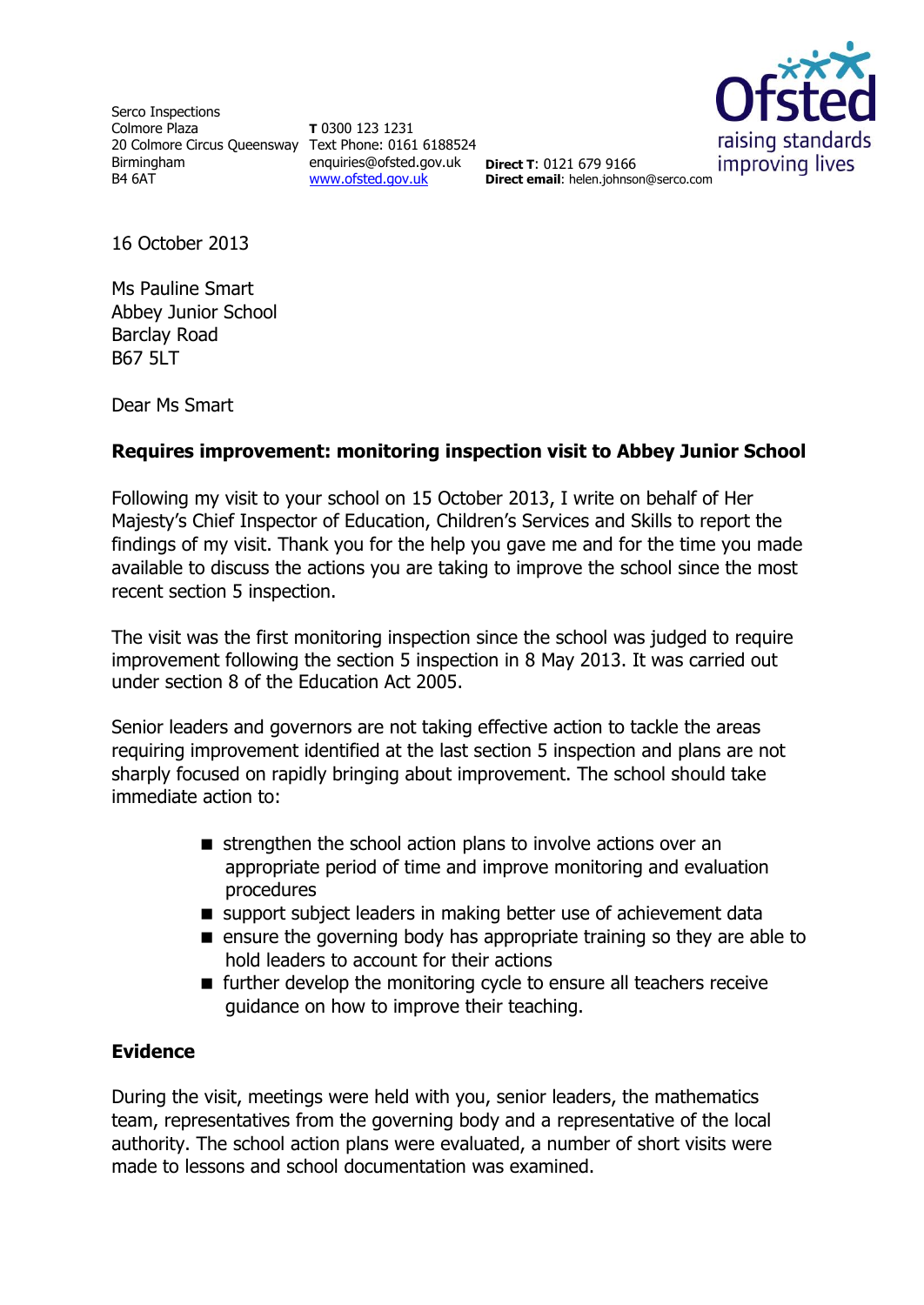Serco Inspections
Colmore Plaza
20 Colmore Circus Queensway
Birmingham
B4 6AT

**T** 0300 123 1231
Text Phone: 0161 6188524
enquiries@ofsted.gov.uk
www.ofsted.gov.uk

**Direct T**: 0121 679 9166
**Direct email**: helen.johnson@serco.com

16 October 2013

Ms Pauline Smart
Abbey Junior School
Barclay Road
B67 5LT

Dear Ms Smart

**Requires improvement: monitoring inspection visit to Abbey Junior School**

Following my visit to your school on 15 October 2013, I write on behalf of Her Majesty's Chief Inspector of Education, Children's Services and Skills to report the findings of my visit. Thank you for the help you gave me and for the time you made available to discuss the actions you are taking to improve the school since the most recent section 5 inspection.

The visit was the first monitoring inspection since the school was judged to require improvement following the section 5 inspection in 8 May 2013. It was carried out under section 8 of the Education Act 2005.

Senior leaders and governors are not taking effective action to tackle the areas requiring improvement identified at the last section 5 inspection and plans are not sharply focused on rapidly bringing about improvement. The school should take immediate action to:

- strengthen the school action plans to involve actions over an appropriate period of time and improve monitoring and evaluation procedures
- support subject leaders in making better use of achievement data
- ensure the governing body has appropriate training so they are able to hold leaders to account for their actions
- further develop the monitoring cycle to ensure all teachers receive guidance on how to improve their teaching.

## Evidence

During the visit, meetings were held with you, senior leaders, the mathematics team, representatives from the governing body and a representative of the local authority. The school action plans were evaluated, a number of short visits were made to lessons and school documentation was examined.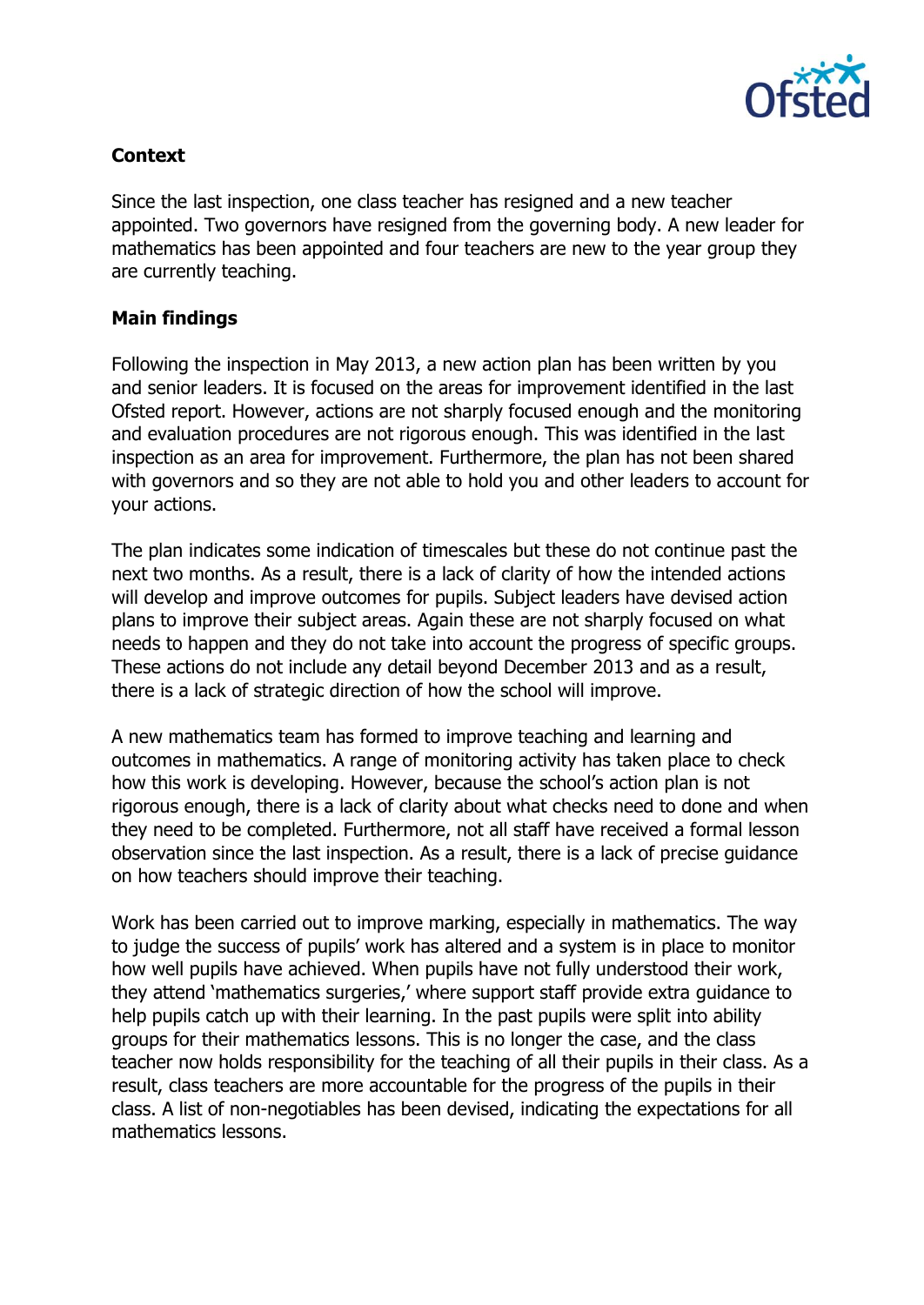**Context**

Since the last inspection, one class teacher has resigned and a new teacher appointed. Two governors have resigned from the governing body. A new leader for mathematics has been appointed and four teachers are new to the year group they are currently teaching.

**Main findings**

Following the inspection in May 2013, a new action plan has been written by you and senior leaders. It is focused on the areas for improvement identified in the last Ofsted report. However, actions are not sharply focused enough and the monitoring and evaluation procedures are not rigorous enough. This was identified in the last inspection as an area for improvement. Furthermore, the plan has not been shared with governors and so they are not able to hold you and other leaders to account for your actions.

The plan indicates some indication of timescales but these do not continue past the next two months. As a result, there is a lack of clarity of how the intended actions will develop and improve outcomes for pupils. Subject leaders have devised action plans to improve their subject areas. Again these are not sharply focused on what needs to happen and they do not take into account the progress of specific groups. These actions do not include any detail beyond December 2013 and as a result, there is a lack of strategic direction of how the school will improve.

A new mathematics team has formed to improve teaching and learning and outcomes in mathematics. A range of monitoring activity has taken place to check how this work is developing. However, because the school's action plan is not rigorous enough, there is a lack of clarity about what checks need to done and when they need to be completed. Furthermore, not all staff have received a formal lesson observation since the last inspection. As a result, there is a lack of precise guidance on how teachers should improve their teaching.

Work has been carried out to improve marking, especially in mathematics. The way to judge the success of pupils' work has altered and a system is in place to monitor how well pupils have achieved. When pupils have not fully understood their work, they attend 'mathematics surgeries,' where support staff provide extra guidance to help pupils catch up with their learning. In the past pupils were split into ability groups for their mathematics lessons. This is no longer the case, and the class teacher now holds responsibility for the teaching of all their pupils in their class. As a result, class teachers are more accountable for the progress of the pupils in their class. A list of non-negotiables has been devised, indicating the expectations for all mathematics lessons.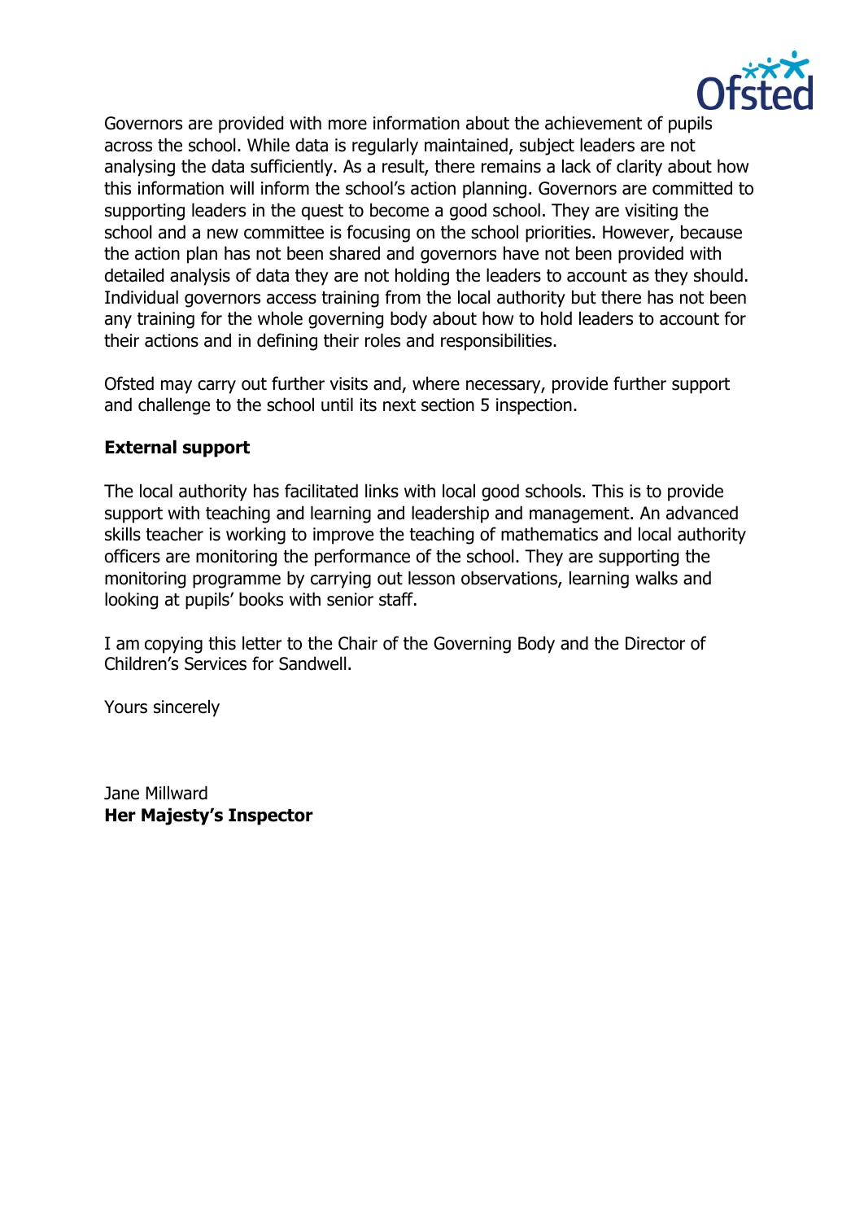Governors are provided with more information about the achievement of pupils across the school. While data is regularly maintained, subject leaders are not analysing the data sufficiently. As a result, there remains a lack of clarity about how this information will inform the school's action planning. Governors are committed to supporting leaders in the quest to become a good school. They are visiting the school and a new committee is focusing on the school priorities. However, because the action plan has not been shared and governors have not been provided with detailed analysis of data they are not holding the leaders to account as they should. Individual governors access training from the local authority but there has not been any training for the whole governing body about how to hold leaders to account for their actions and in defining their roles and responsibilities.

Ofsted may carry out further visits and, where necessary, provide further support and challenge to the school until its next section 5 inspection.

**External support**

The local authority has facilitated links with local good schools. This is to provide support with teaching and learning and leadership and management. An advanced skills teacher is working to improve the teaching of mathematics and local authority officers are monitoring the performance of the school. They are supporting the monitoring programme by carrying out lesson observations, learning walks and looking at pupils' books with senior staff.

I am copying this letter to the Chair of the Governing Body and the Director of Children's Services for Sandwell.

Yours sincerely

Jane Millward
**Her Majesty's Inspector**